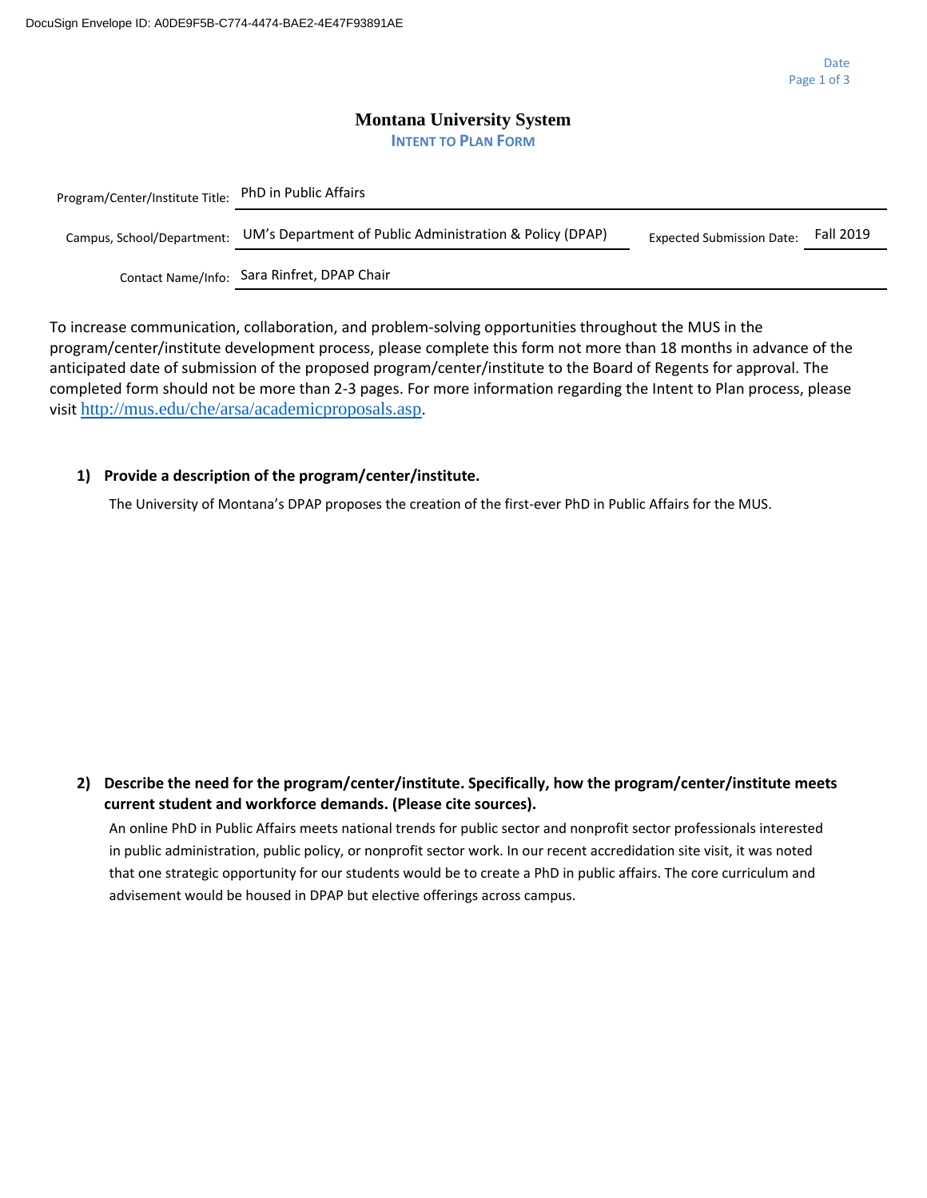# Montana University System

## INTENT TO PLAN FORM

| | | | |
|---|---|---|---|
| Program/Center/Institute Title: | PhD in Public Affairs | | |
| Campus, School/Department: | UM's Department of Public Administration & Policy (DPAP) | Expected Submission Date: | Fall 2019 |
| Contact Name/Info: | Sara Rinfret, DPAP Chair | | |

To increase communication, collaboration, and problem-solving opportunities throughout the MUS in the program/center/institute development process, please complete this form not more than 18 months in advance of the anticipated date of submission of the proposed program/center/institute to the Board of Regents for approval. The completed form should not be more than 2-3 pages. For more information regarding the Intent to Plan process, please visit http://mus.edu/che/arsa/academicproposals.asp.

**1) Provide a description of the program/center/institute.**

The University of Montana's DPAP proposes the creation of the first-ever PhD in Public Affairs for the MUS.

**2) Describe the need for the program/center/institute. Specifically, how the program/center/institute meets current student and workforce demands. (Please cite sources).**

An online PhD in Public Affairs meets national trends for public sector and nonprofit sector professionals interested in public administration, public policy, or nonprofit sector work. In our recent accredidation site visit, it was noted that one strategic opportunity for our students would be to create a PhD in public affairs. The core curriculum and advisement would be housed in DPAP but elective offerings across campus.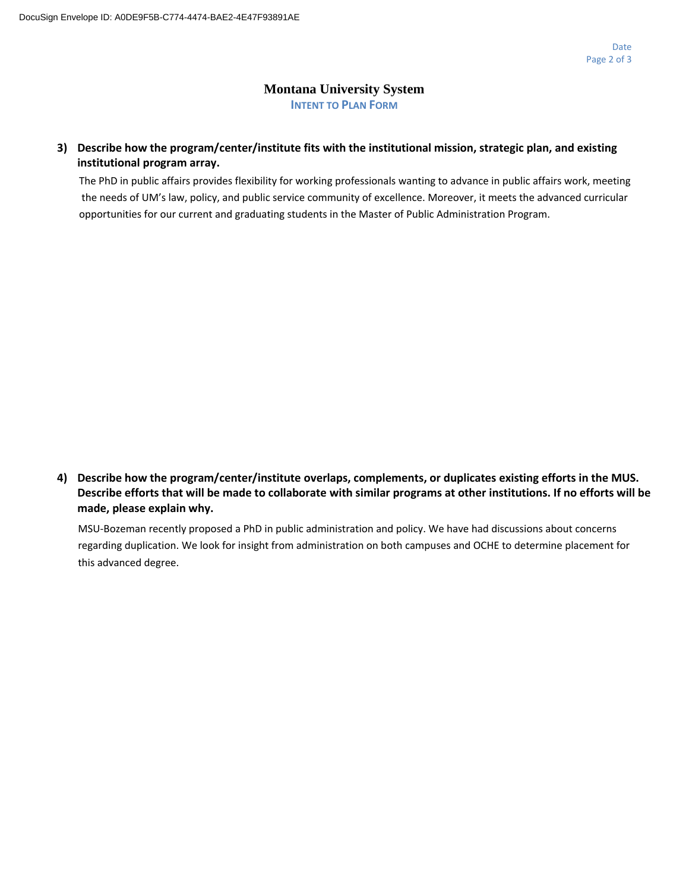# Montana University System

## INTENT TO PLAN FORM

**3) Describe how the program/center/institute fits with the institutional mission, strategic plan, and existing institutional program array.**

The PhD in public affairs provides flexibility for working professionals wanting to advance in public affairs work, meeting the needs of UM's law, policy, and public service community of excellence. Moreover, it meets the advanced curricular opportunities for our current and graduating students in the Master of Public Administration Program.

**4) Describe how the program/center/institute overlaps, complements, or duplicates existing efforts in the MUS. Describe efforts that will be made to collaborate with similar programs at other institutions. If no efforts will be made, please explain why.**

MSU-Bozeman recently proposed a PhD in public administration and policy. We have had discussions about concerns regarding duplication. We look for insight from administration on both campuses and OCHE to determine placement for this advanced degree.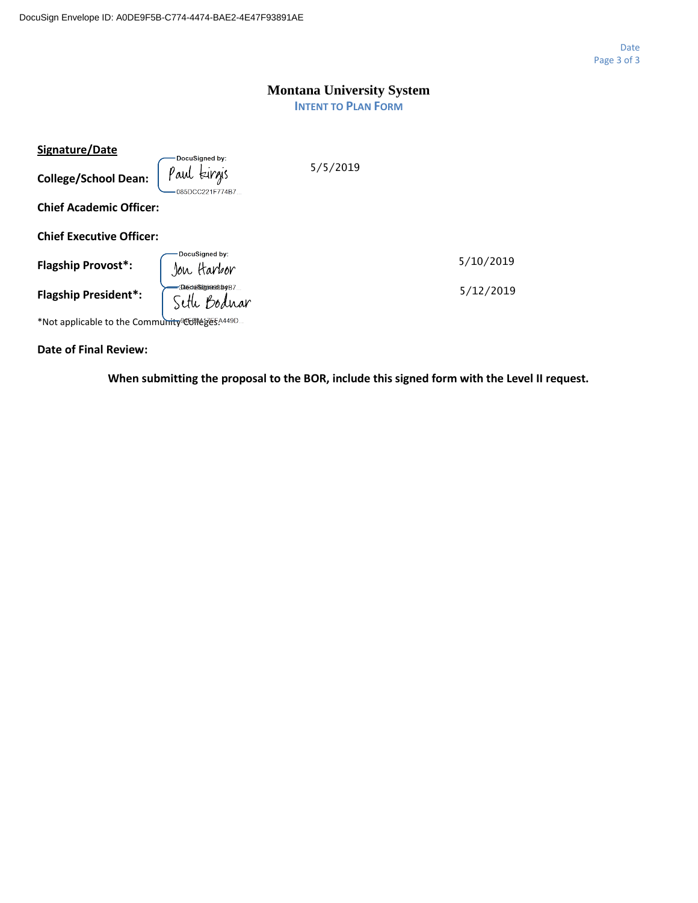DocuSign Envelope ID: A0DE9F5B-C774-4474-BAE2-4E47F93891AE

Date

# Montana University System

## INTENT TO PLAN FORM

**Signature/Date**

**College/School Dean:** DocuSigned by: Paul Kirgis 085DCC221F774B7... 5/5/2019

**Chief Academic Officer:**

**Chief Executive Officer:**

**Flagship Provost*:** DocuSigned by: Jon Harbor 5/10/2019

**Flagship President*:** DocuSigned by: Seth Bodnar 5/12/2019

*Not applicable to the Community Colleges.

**Date of Final Review:**

**When submitting the proposal to the BOR, include this signed form with the Level II request.**